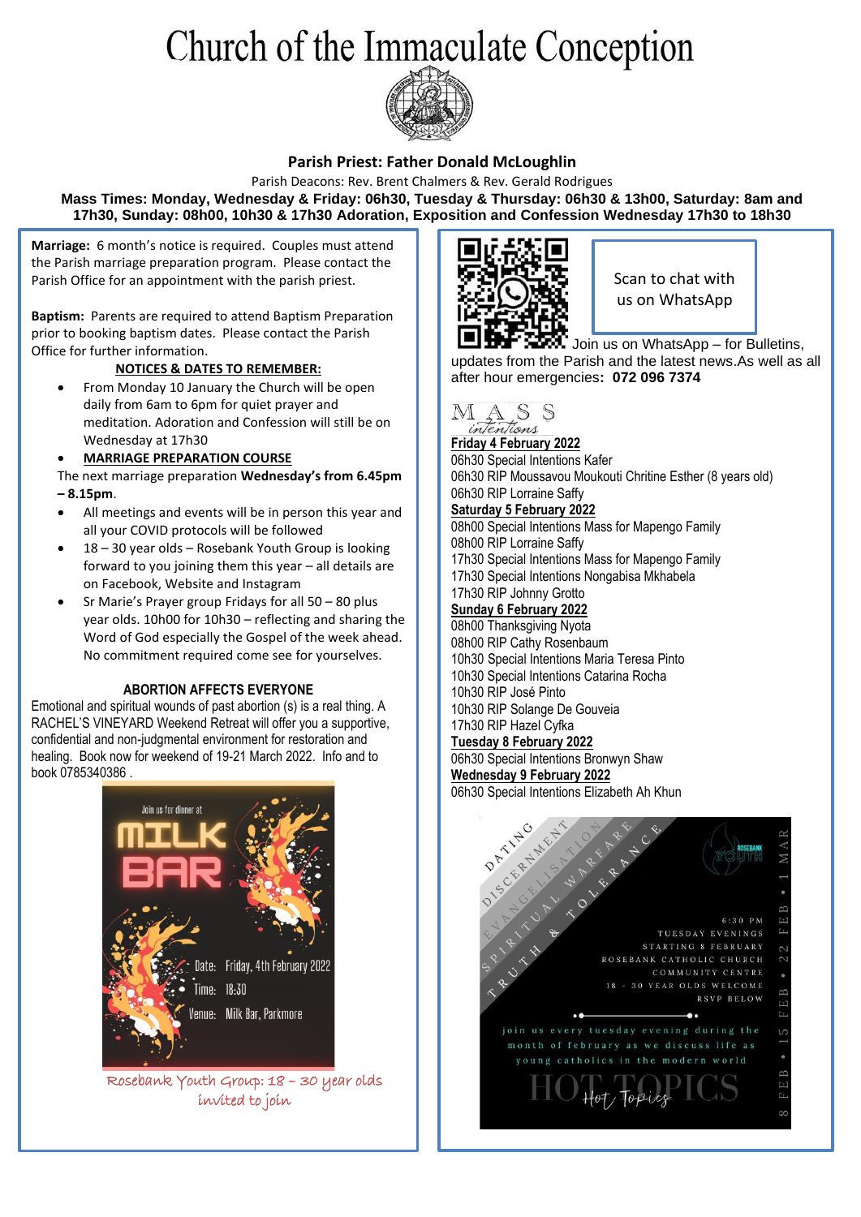# Church of the Immaculate Conception

**Parish Priest: Father Donald McLoughlin**

Parish Deacons: Rev. Brent Chalmers & Rev. Gerald Rodrigues

**Mass Times: Monday, Wednesday & Friday: 06h30, Tuesday & Thursday: 06h30 & 13h00, Saturday: 8am and 17h30, Sunday: 08h00, 10h30 & 17h30 Adoration, Exposition and Confession Wednesday 17h30 to 18h30**

**Marriage:** 6 month's notice is required. Couples must attend the Parish marriage preparation program. Please contact the Parish Office for an appointment with the parish priest.

**Baptism:** Parents are required to attend Baptism Preparation prior to booking baptism dates. Please contact the Parish Office for further information.

**NOTICES & DATES TO REMEMBER:**

- From Monday 10 January the Church will be open daily from 6am to 6pm for quiet prayer and meditation. Adoration and Confession will still be on Wednesday at 17h30
- **MARRIAGE PREPARATION COURSE**

The next marriage preparation **Wednesday's from 6.45pm – 8.15pm**.

- All meetings and events will be in person this year and all your COVID protocols will be followed
- 18 – 30 year olds – Rosebank Youth Group is looking forward to you joining them this year – all details are on Facebook, Website and Instagram
- Sr Marie's Prayer group Fridays for all 50 – 80 plus year olds. 10h00 for 10h30 – reflecting and sharing the Word of God especially the Gospel of the week ahead. No commitment required come see for yourselves.

**ABORTION AFFECTS EVERYONE**

Emotional and spiritual wounds of past abortion (s) is a real thing. A RACHEL'S VINEYARD Weekend Retreat will offer you a supportive, confidential and non-judgmental environment for restoration and healing. Book now for weekend of 19-21 March 2022. Info and to book 0785340386 .

Join us for dinner at MILK BAR

Date: Friday, 4th February 2022

Time: 18:30

Venue: Milk Bar, Parkmore

Rosebank Youth Group: 18 – 30 year olds invited to join

Scan to chat with us on WhatsApp

Join us on WhatsApp – for Bulletins, updates from the Parish and the latest news.As well as all after hour emergencies**: 072 096 7374**

## MASS intentions

**Friday 4 February 2022**

06h30 Special Intentions Kafer
06h30 RIP Moussavou Moukouti Chritine Esther (8 years old)
06h30 RIP Lorraine Saffy

**Saturday 5 February 2022**

08h00 Special Intentions Mass for Mapengo Family
08h00 RIP Lorraine Saffy
17h30 Special Intentions Mass for Mapengo Family
17h30 Special Intentions Nongabisa Mkhabela
17h30 RIP Johnny Grotto

**Sunday 6 February 2022**

08h00 Thanksgiving Nyota
08h00 RIP Cathy Rosenbaum
10h30 Special Intentions Maria Teresa Pinto
10h30 Special Intentions Catarina Rocha
10h30 RIP José Pinto
10h30 RIP Solange De Gouveia
17h30 RIP Hazel Cyfka

**Tuesday 8 February 2022**

06h30 Special Intentions Bronwyn Shaw

**Wednesday 9 February 2022**

06h30 Special Intentions Elizabeth Ah Khun

DATING · DISCERNMENT · EVANGELISATION · SPIRITUAL WARFARE · TRUTH & TOLERANCE

ROSEBANK YOUTH

6:30 PM
TUESDAY EVENINGS
STARTING 8 FEBRUARY
ROSEBANK CATHOLIC CHURCH COMMUNITY CENTRE
18 - 30 YEAR OLDS WELCOME
RSVP BELOW

join us every tuesday evening during the month of february as we discuss life as young catholics in the modern world

HOT TOPICS

8 FEB • 15 FEB • 22 FEB • 1 MAR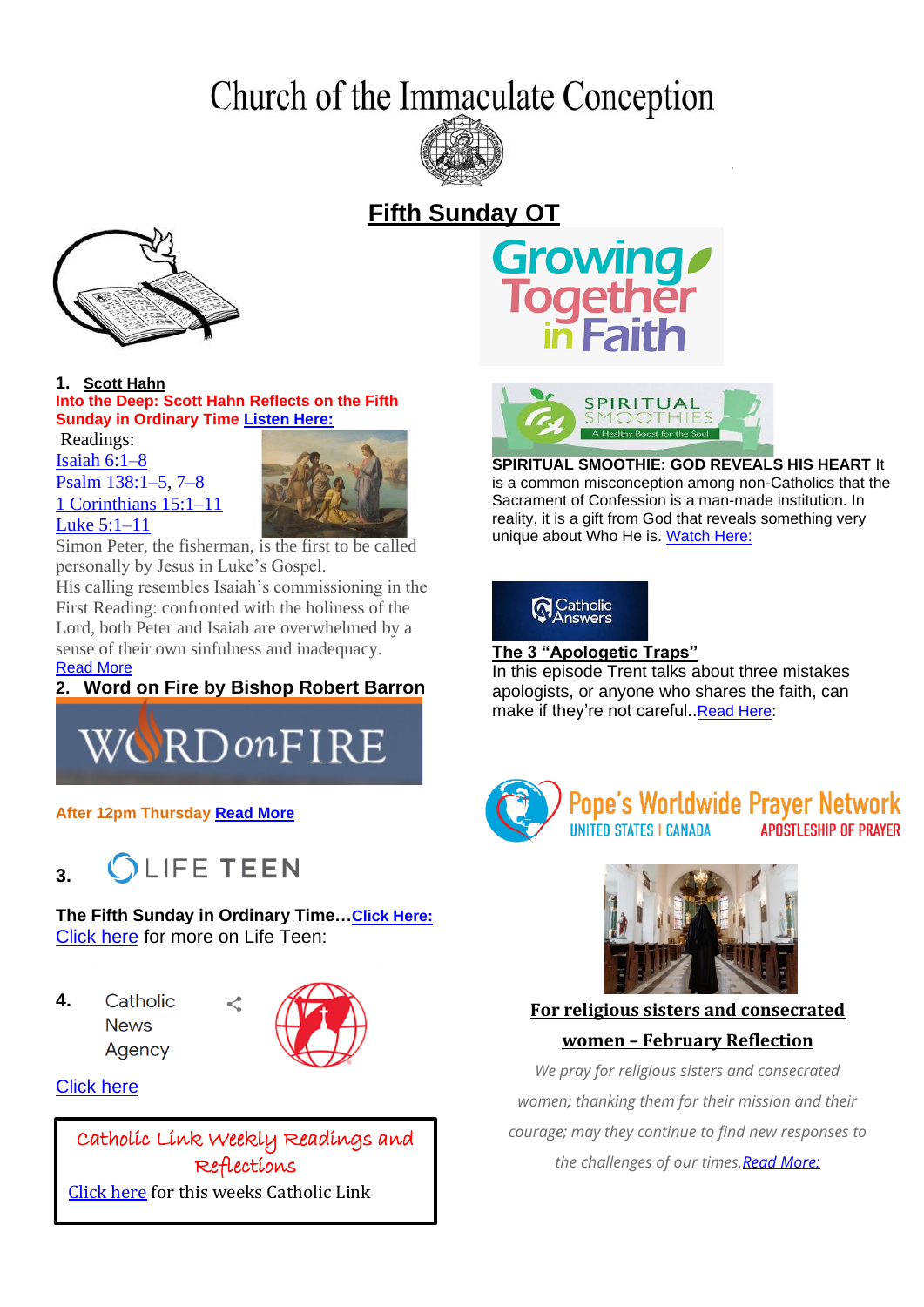# Church of the Immaculate Conception

## Fifth Sunday OT

1. **Scott Hahn**

**Into the Deep: Scott Hahn Reflects on the Fifth Sunday in Ordinary Time** **Listen Here:**

Readings:
Isaiah 6:1–8
Psalm 138:1–5, 7–8
1 Corinthians 15:1–11
Luke 5:1–11

Simon Peter, the fisherman, is the first to be called personally by Jesus in Luke's Gospel.
His calling resembles Isaiah's commissioning in the First Reading: confronted with the holiness of the Lord, both Peter and Isaiah are overwhelmed by a sense of their own sinfulness and inadequacy.
Read More

2. **Word on Fire by Bishop Robert Barron**

WORD on FIRE

**After 12pm Thursday** **Read More**

3. LIFE TEEN

**The Fifth Sunday in Ordinary Time…Click Here:**
Click here for more on Life Teen:

4. Catholic News Agency

Click here

**Catholic Link Weekly Readings and Reflections**

Click here for this weeks Catholic Link

Growing Together in Faith

SPIRITUAL SMOOTHIES
A Healthy Boost for the Soul

**SPIRITUAL SMOOTHIE: GOD REVEALS HIS HEART** It is a common misconception among non-Catholics that the Sacrament of Confession is a man-made institution. In reality, it is a gift from God that reveals something very unique about Who He is. Watch Here:

Catholic Answers

**The 3 "Apologetic Traps"**
In this episode Trent talks about three mistakes apologists, or anyone who shares the faith, can make if they're not careful..Read Here:

Pope's Worldwide Prayer Network
UNITED STATES | CANADA APOSTLESHIP OF PRAYER

**For religious sisters and consecrated women – February Reflection**

*We pray for religious sisters and consecrated women; thanking them for their mission and their courage; may they continue to find new responses to the challenges of our times.* *Read More:*